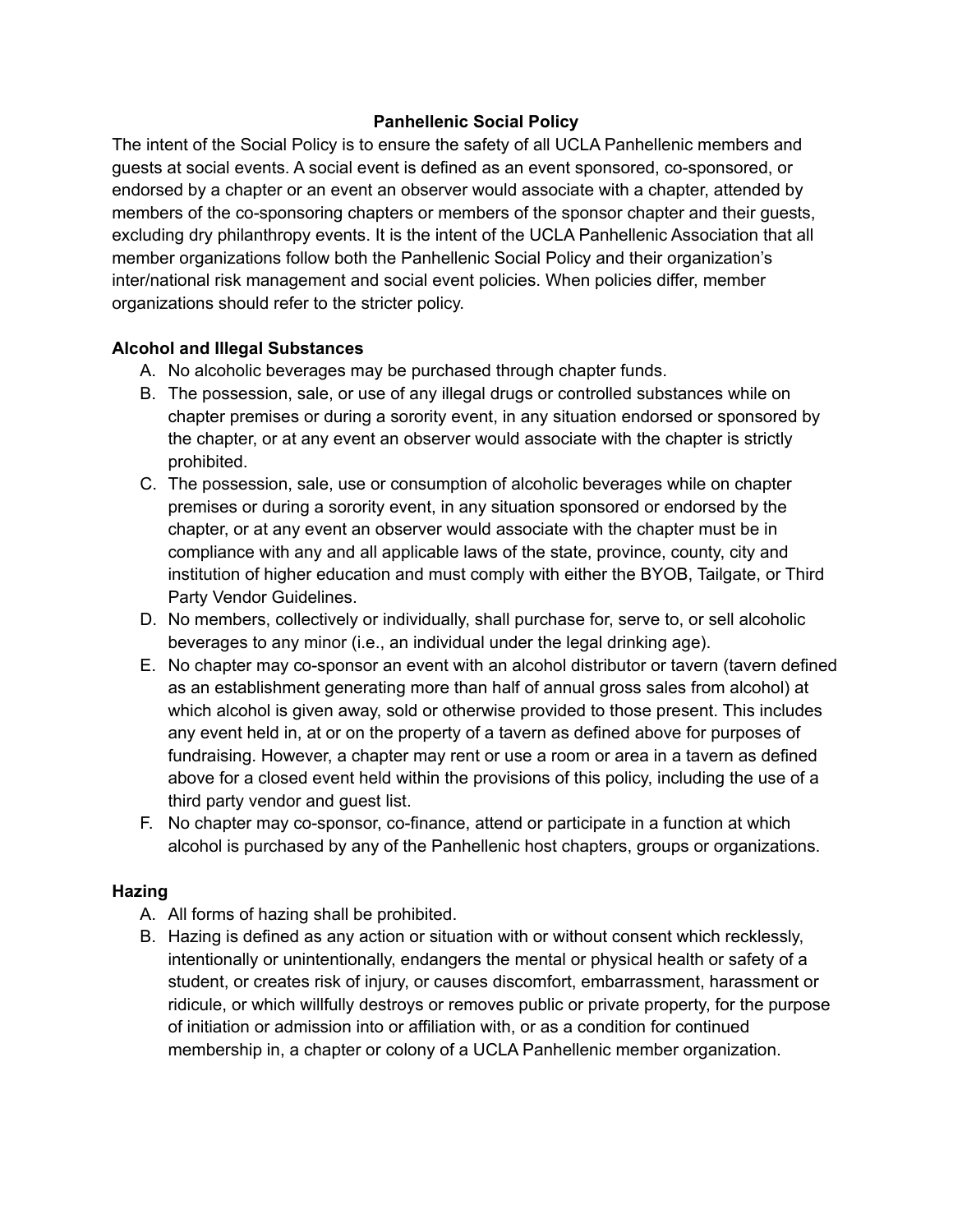# Panhellenic Social Policy

The intent of the Social Policy is to ensure the safety of all UCLA Panhellenic members and guests at social events. A social event is defined as an event sponsored, co-sponsored, or endorsed by a chapter or an event an observer would associate with a chapter, attended by members of the co-sponsoring chapters or members of the sponsor chapter and their guests, excluding dry philanthropy events. It is the intent of the UCLA Panhellenic Association that all member organizations follow both the Panhellenic Social Policy and their organization's inter/national risk management and social event policies. When policies differ, member organizations should refer to the stricter policy.

## Alcohol and Illegal Substances

A. No alcoholic beverages may be purchased through chapter funds.

B. The possession, sale, or use of any illegal drugs or controlled substances while on chapter premises or during a sorority event, in any situation endorsed or sponsored by the chapter, or at any event an observer would associate with the chapter is strictly prohibited.

C. The possession, sale, use or consumption of alcoholic beverages while on chapter premises or during a sorority event, in any situation sponsored or endorsed by the chapter, or at any event an observer would associate with the chapter must be in compliance with any and all applicable laws of the state, province, county, city and institution of higher education and must comply with either the BYOB, Tailgate, or Third Party Vendor Guidelines.

D. No members, collectively or individually, shall purchase for, serve to, or sell alcoholic beverages to any minor (i.e., an individual under the legal drinking age).

E. No chapter may co-sponsor an event with an alcohol distributor or tavern (tavern defined as an establishment generating more than half of annual gross sales from alcohol) at which alcohol is given away, sold or otherwise provided to those present. This includes any event held in, at or on the property of a tavern as defined above for purposes of fundraising. However, a chapter may rent or use a room or area in a tavern as defined above for a closed event held within the provisions of this policy, including the use of a third party vendor and guest list.

F. No chapter may co-sponsor, co-finance, attend or participate in a function at which alcohol is purchased by any of the Panhellenic host chapters, groups or organizations.

## Hazing

A. All forms of hazing shall be prohibited.

B. Hazing is defined as any action or situation with or without consent which recklessly, intentionally or unintentionally, endangers the mental or physical health or safety of a student, or creates risk of injury, or causes discomfort, embarrassment, harassment or ridicule, or which willfully destroys or removes public or private property, for the purpose of initiation or admission into or affiliation with, or as a condition for continued membership in, a chapter or colony of a UCLA Panhellenic member organization.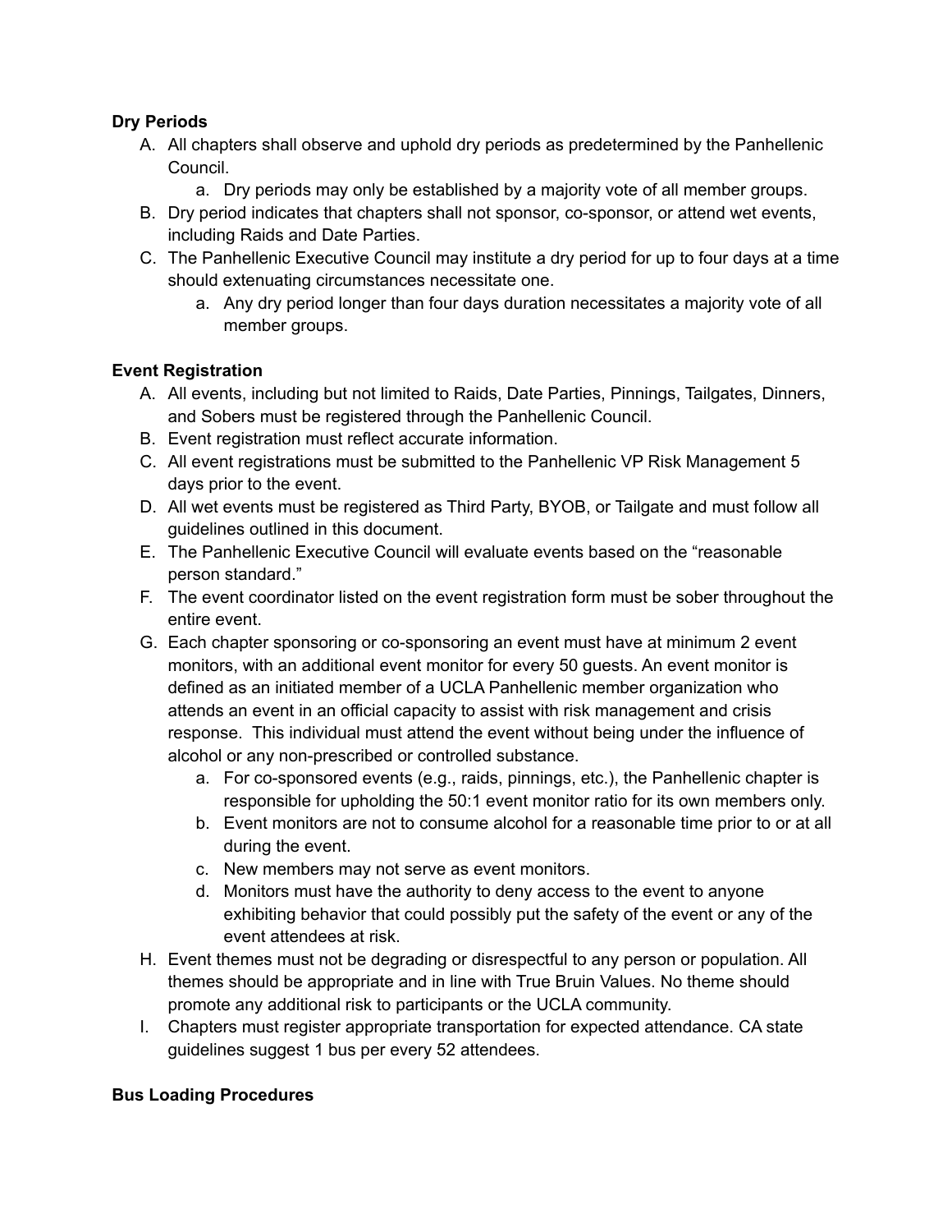**Dry Periods**

A. All chapters shall observe and uphold dry periods as predetermined by the Panhellenic Council.
    a. Dry periods may only be established by a majority vote of all member groups.
B. Dry period indicates that chapters shall not sponsor, co-sponsor, or attend wet events, including Raids and Date Parties.
C. The Panhellenic Executive Council may institute a dry period for up to four days at a time should extenuating circumstances necessitate one.
    a. Any dry period longer than four days duration necessitates a majority vote of all member groups.

**Event Registration**

A. All events, including but not limited to Raids, Date Parties, Pinnings, Tailgates, Dinners, and Sobers must be registered through the Panhellenic Council.
B. Event registration must reflect accurate information.
C. All event registrations must be submitted to the Panhellenic VP Risk Management 5 days prior to the event.
D. All wet events must be registered as Third Party, BYOB, or Tailgate and must follow all guidelines outlined in this document.
E. The Panhellenic Executive Council will evaluate events based on the "reasonable person standard."
F. The event coordinator listed on the event registration form must be sober throughout the entire event.
G. Each chapter sponsoring or co-sponsoring an event must have at minimum 2 event monitors, with an additional event monitor for every 50 guests. An event monitor is defined as an initiated member of a UCLA Panhellenic member organization who attends an event in an official capacity to assist with risk management and crisis response. This individual must attend the event without being under the influence of alcohol or any non-prescribed or controlled substance.
    a. For co-sponsored events (e.g., raids, pinnings, etc.), the Panhellenic chapter is responsible for upholding the 50:1 event monitor ratio for its own members only.
    b. Event monitors are not to consume alcohol for a reasonable time prior to or at all during the event.
    c. New members may not serve as event monitors.
    d. Monitors must have the authority to deny access to the event to anyone exhibiting behavior that could possibly put the safety of the event or any of the event attendees at risk.
H. Event themes must not be degrading or disrespectful to any person or population. All themes should be appropriate and in line with True Bruin Values. No theme should promote any additional risk to participants or the UCLA community.
I. Chapters must register appropriate transportation for expected attendance. CA state guidelines suggest 1 bus per every 52 attendees.

**Bus Loading Procedures**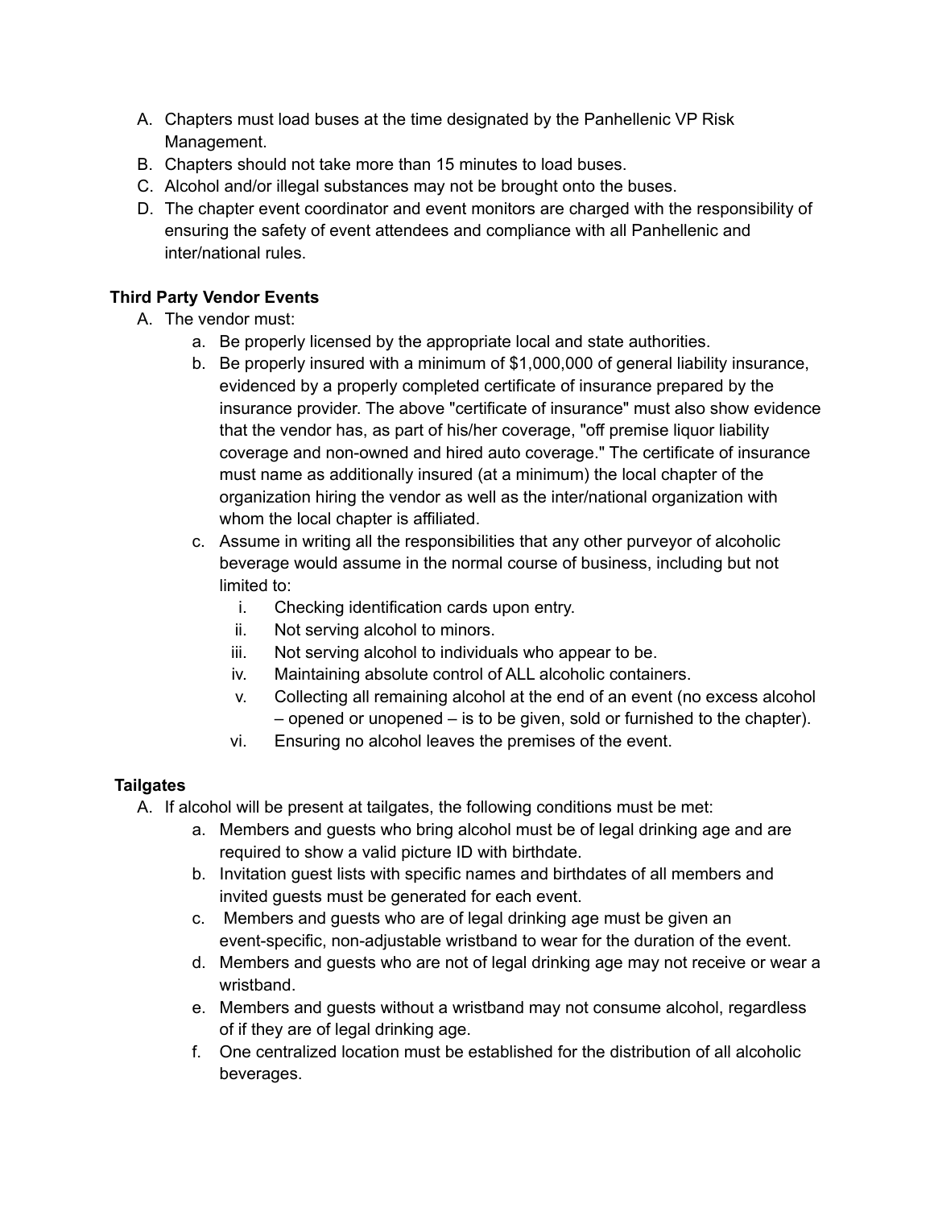A. Chapters must load buses at the time designated by the Panhellenic VP Risk Management.
B. Chapters should not take more than 15 minutes to load buses.
C. Alcohol and/or illegal substances may not be brought onto the buses.
D. The chapter event coordinator and event monitors are charged with the responsibility of ensuring the safety of event attendees and compliance with all Panhellenic and inter/national rules.

**Third Party Vendor Events**

A. The vendor must:
   a. Be properly licensed by the appropriate local and state authorities.
   b. Be properly insured with a minimum of $1,000,000 of general liability insurance, evidenced by a properly completed certificate of insurance prepared by the insurance provider. The above "certificate of insurance" must also show evidence that the vendor has, as part of his/her coverage, "off premise liquor liability coverage and non-owned and hired auto coverage." The certificate of insurance must name as additionally insured (at a minimum) the local chapter of the organization hiring the vendor as well as the inter/national organization with whom the local chapter is affiliated.
   c. Assume in writing all the responsibilities that any other purveyor of alcoholic beverage would assume in the normal course of business, including but not limited to:
      i. Checking identification cards upon entry.
      ii. Not serving alcohol to minors.
      iii. Not serving alcohol to individuals who appear to be.
      iv. Maintaining absolute control of ALL alcoholic containers.
      v. Collecting all remaining alcohol at the end of an event (no excess alcohol – opened or unopened – is to be given, sold or furnished to the chapter).
      vi. Ensuring no alcohol leaves the premises of the event.

**Tailgates**

A. If alcohol will be present at tailgates, the following conditions must be met:
   a. Members and guests who bring alcohol must be of legal drinking age and are required to show a valid picture ID with birthdate.
   b. Invitation guest lists with specific names and birthdates of all members and invited guests must be generated for each event.
   c. Members and guests who are of legal drinking age must be given an event-specific, non-adjustable wristband to wear for the duration of the event.
   d. Members and guests who are not of legal drinking age may not receive or wear a wristband.
   e. Members and guests without a wristband may not consume alcohol, regardless of if they are of legal drinking age.
   f. One centralized location must be established for the distribution of all alcoholic beverages.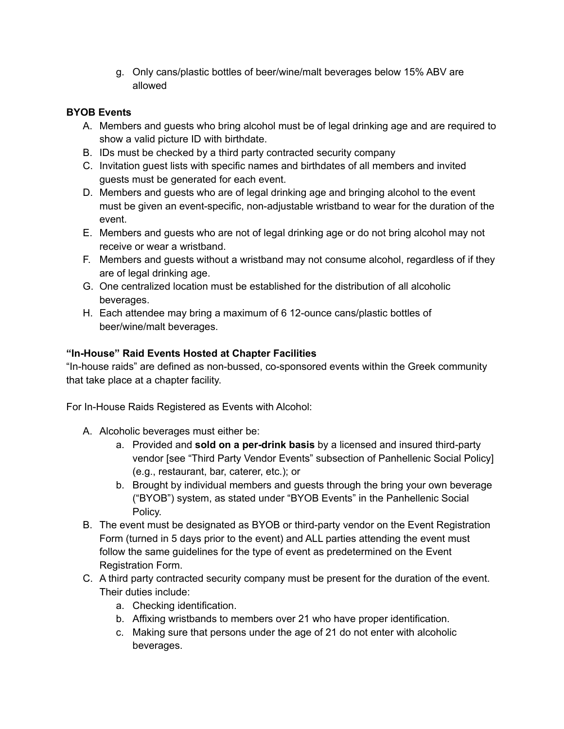g. Only cans/plastic bottles of beer/wine/malt beverages below 15% ABV are allowed

**BYOB Events**

A. Members and guests who bring alcohol must be of legal drinking age and are required to show a valid picture ID with birthdate.
B. IDs must be checked by a third party contracted security company
C. Invitation guest lists with specific names and birthdates of all members and invited guests must be generated for each event.
D. Members and guests who are of legal drinking age and bringing alcohol to the event must be given an event-specific, non-adjustable wristband to wear for the duration of the event.
E. Members and guests who are not of legal drinking age or do not bring alcohol may not receive or wear a wristband.
F. Members and guests without a wristband may not consume alcohol, regardless of if they are of legal drinking age.
G. One centralized location must be established for the distribution of all alcoholic beverages.
H. Each attendee may bring a maximum of 6 12-ounce cans/plastic bottles of beer/wine/malt beverages.

**"In-House" Raid Events Hosted at Chapter Facilities**

"In-house raids" are defined as non-bussed, co-sponsored events within the Greek community that take place at a chapter facility.

For In-House Raids Registered as Events with Alcohol:

A. Alcoholic beverages must either be:
    a. Provided and **sold on a per-drink basis** by a licensed and insured third-party vendor [see "Third Party Vendor Events" subsection of Panhellenic Social Policy] (e.g., restaurant, bar, caterer, etc.); or
    b. Brought by individual members and guests through the bring your own beverage ("BYOB") system, as stated under "BYOB Events" in the Panhellenic Social Policy.
B. The event must be designated as BYOB or third-party vendor on the Event Registration Form (turned in 5 days prior to the event) and ALL parties attending the event must follow the same guidelines for the type of event as predetermined on the Event Registration Form.
C. A third party contracted security company must be present for the duration of the event. Their duties include:
    a. Checking identification.
    b. Affixing wristbands to members over 21 who have proper identification.
    c. Making sure that persons under the age of 21 do not enter with alcoholic beverages.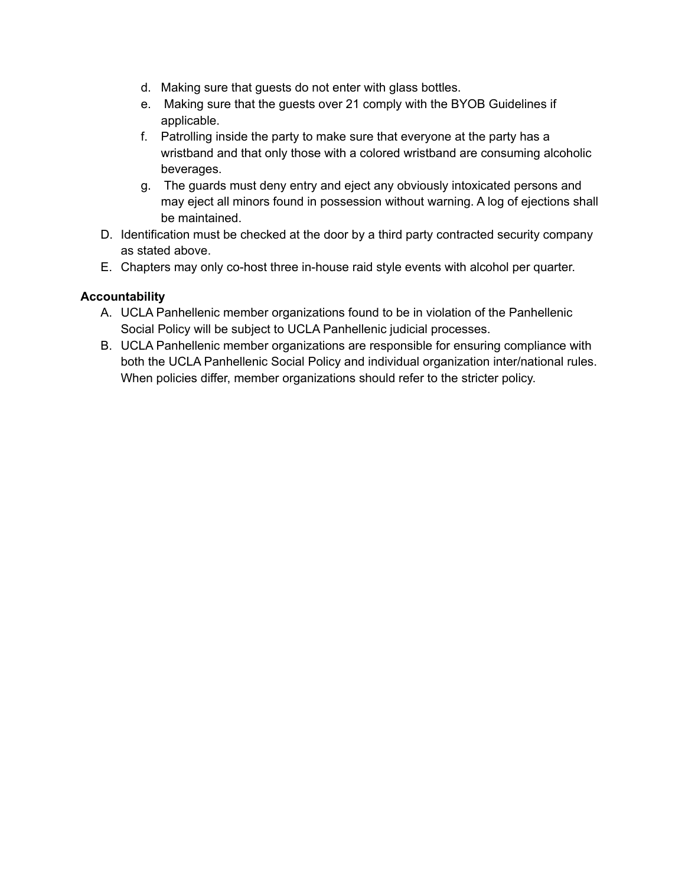d. Making sure that guests do not enter with glass bottles.
e. Making sure that the guests over 21 comply with the BYOB Guidelines if applicable.
f. Patrolling inside the party to make sure that everyone at the party has a wristband and that only those with a colored wristband are consuming alcoholic beverages.
g. The guards must deny entry and eject any obviously intoxicated persons and may eject all minors found in possession without warning. A log of ejections shall be maintained.

D. Identification must be checked at the door by a third party contracted security company as stated above.
E. Chapters may only co-host three in-house raid style events with alcohol per quarter.

**Accountability**

A. UCLA Panhellenic member organizations found to be in violation of the Panhellenic Social Policy will be subject to UCLA Panhellenic judicial processes.
B. UCLA Panhellenic member organizations are responsible for ensuring compliance with both the UCLA Panhellenic Social Policy and individual organization inter/national rules. When policies differ, member organizations should refer to the stricter policy.